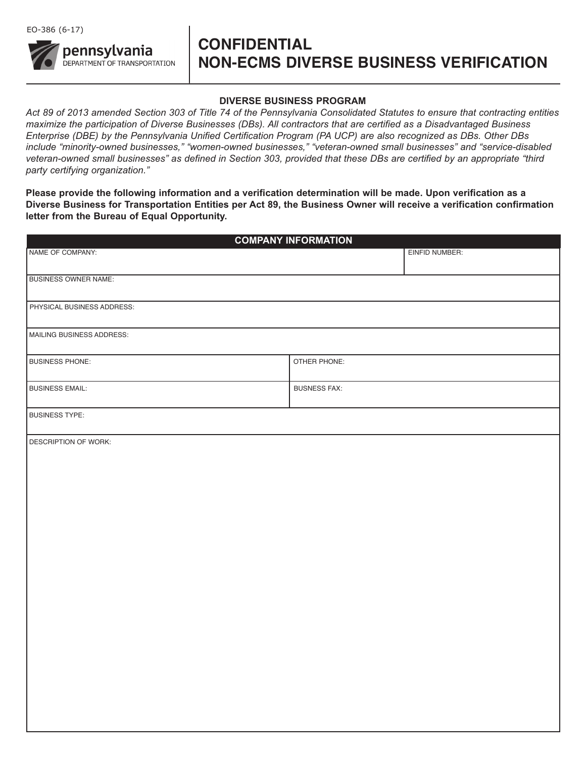EO-386 (6-17)

pennsylvania
DEPARTMENT OF TRANSPORTATION

# CONFIDENTIAL
# NON-ECMS DIVERSE BUSINESS VERIFICATION

### DIVERSE BUSINESS PROGRAM

*Act 89 of 2013 amended Section 303 of Title 74 of the Pennsylvania Consolidated Statutes to ensure that contracting entities maximize the participation of Diverse Businesses (DBs). All contractors that are certified as a Disadvantaged Business Enterprise (DBE) by the Pennsylvania Unified Certification Program (PA UCP) are also recognized as DBs. Other DBs include "minority-owned businesses," "women-owned businesses," "veteran-owned small businesses" and "service-disabled veteran-owned small businesses" as defined in Section 303, provided that these DBs are certified by an appropriate "third party certifying organization."*

**Please provide the following information and a verification determination will be made. Upon verification as a Diverse Business for Transportation Entities per Act 89, the Business Owner will receive a verification confirmation letter from the Bureau of Equal Opportunity.**

| COMPANY INFORMATION | |
|---|---|
| NAME OF COMPANY: | EINFID NUMBER: |
| BUSINESS OWNER NAME: | |
| PHYSICAL BUSINESS ADDRESS: | |
| MAILING BUSINESS ADDRESS: | |
| BUSINESS PHONE: | OTHER PHONE: |
| BUSINESS EMAIL: | BUSNESS FAX: |
| BUSINESS TYPE: | |
| DESCRIPTION OF WORK: | |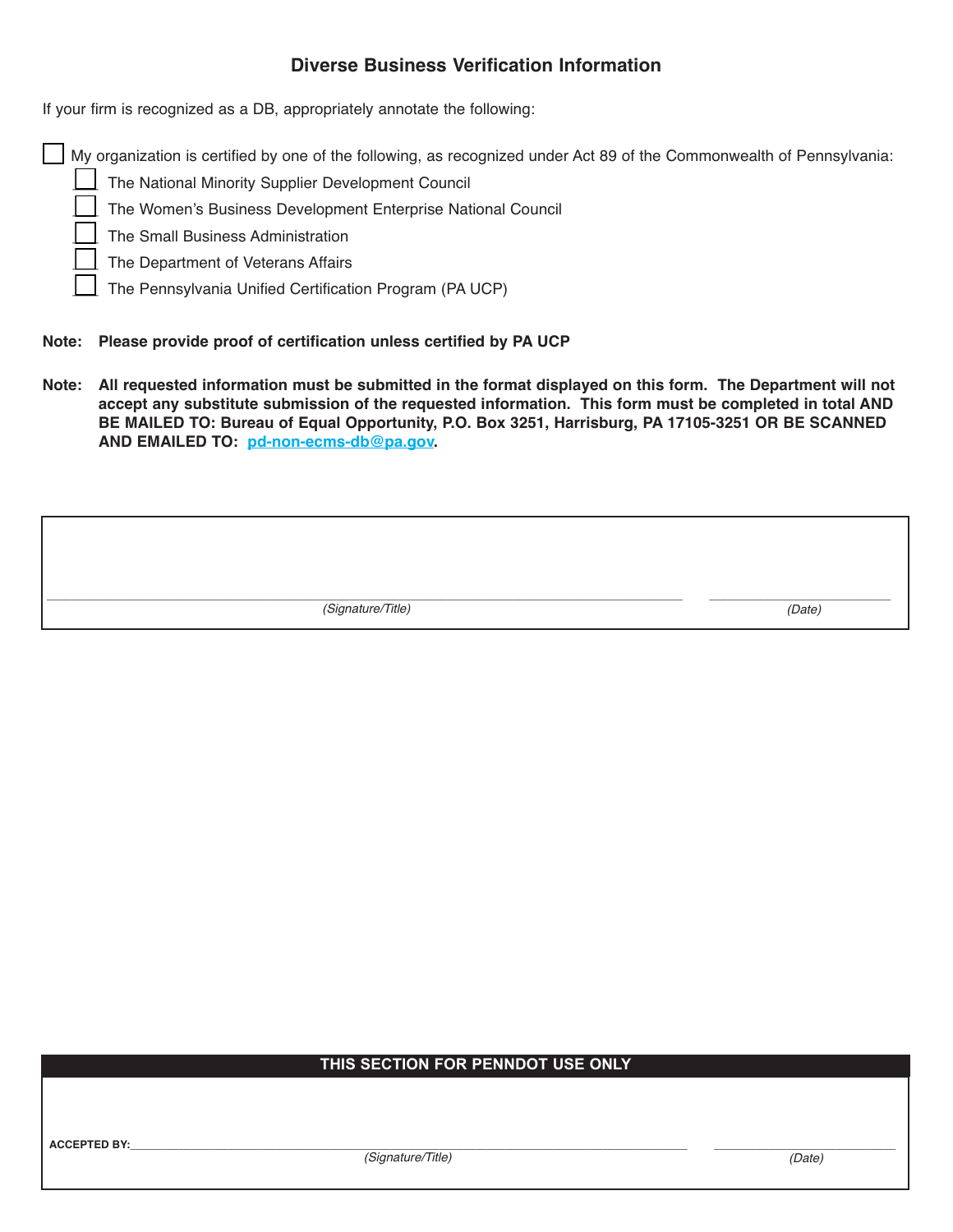## Diverse Business Verification Information

If your firm is recognized as a DB, appropriately annotate the following:

- ☐ My organization is certified by one of the following, as recognized under Act 89 of the Commonwealth of Pennsylvania:
  - ☐ The National Minority Supplier Development Council
  - ☐ The Women's Business Development Enterprise National Council
  - ☐ The Small Business Administration
  - ☐ The Department of Veterans Affairs
  - ☐ The Pennsylvania Unified Certification Program (PA UCP)

**Note: Please provide proof of certification unless certified by PA UCP**

**Note: All requested information must be submitted in the format displayed on this form. The Department will not accept any substitute submission of the requested information. This form must be completed in total AND BE MAILED TO: Bureau of Equal Opportunity, P.O. Box 3251, Harrisburg, PA 17105-3251 OR BE SCANNED AND EMAILED TO: pd-non-ecms-db@pa.gov.**

______________________________________________ ____________________

*(Signature/Title)* *(Date)*

### THIS SECTION FOR PENNDOT USE ONLY

**ACCEPTED BY:**______________________________________________ ____________________

*(Signature/Title)* *(Date)*